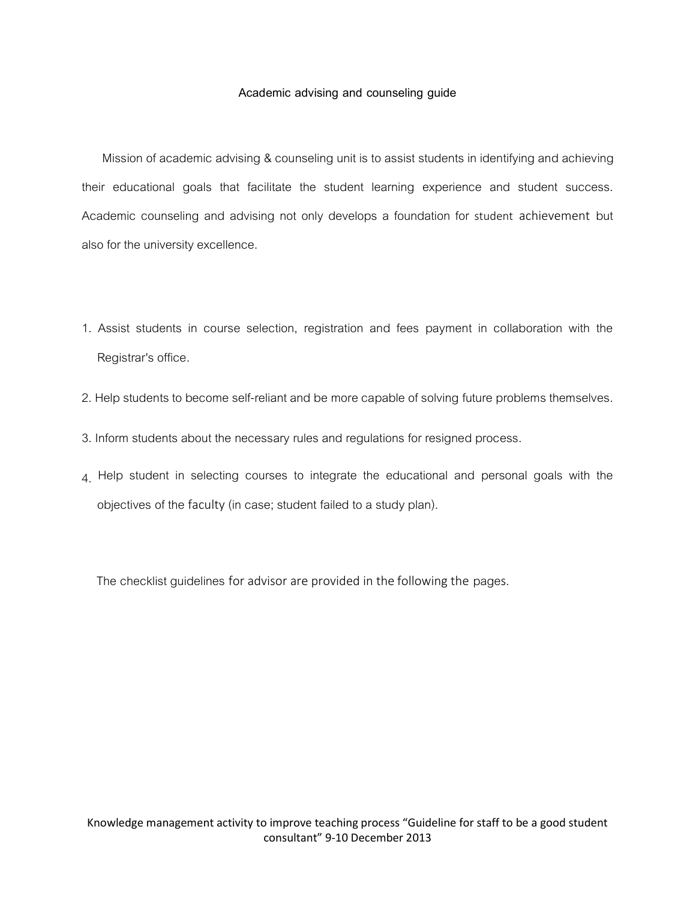# Academic advising and counseling guide

Mission of academic advising & counseling unit is to assist students in identifying and achieving their educational goals that facilitate the student learning experience and student success. Academic counseling and advising not only develops a foundation for student achievement but also for the university excellence.

1. Assist students in course selection, registration and fees payment in collaboration with the Registrar's office.
2. Help students to become self-reliant and be more capable of solving future problems themselves.
3. Inform students about the necessary rules and regulations for resigned process.
4. Help student in selecting courses to integrate the educational and personal goals with the objectives of the faculty (in case; student failed to a study plan).

The checklist guidelines for advisor are provided in the following the pages.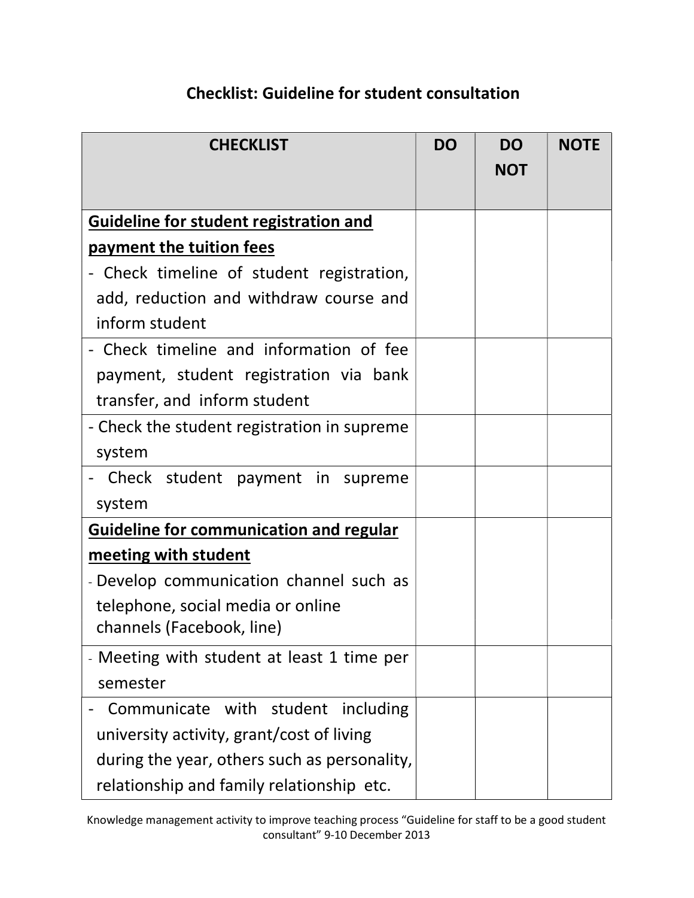## Checklist: Guideline for student consultation

| CHECKLIST | DO | DO NOT | NOTE |
|---|---|---|---|
| **<u>Guideline for student registration and payment the tuition fees</u>**<br>- Check timeline of student registration, add, reduction and withdraw course and inform student | | | |
| - Check timeline and information of fee payment, student registration via bank transfer, and inform student | | | |
| - Check the student registration in supreme system | | | |
| - Check student payment in supreme system | | | |
| **<u>Guideline for communication and regular meeting with student</u>**<br>- Develop communication channel such as telephone, social media or online channels (Facebook, line) | | | |
| - Meeting with student at least 1 time per semester | | | |
| - Communicate with student including university activity, grant/cost of living during the year, others such as personality, relationship and family relationship etc. | | | |

Knowledge management activity to improve teaching process "Guideline for staff to be a good student consultant" 9-10 December 2013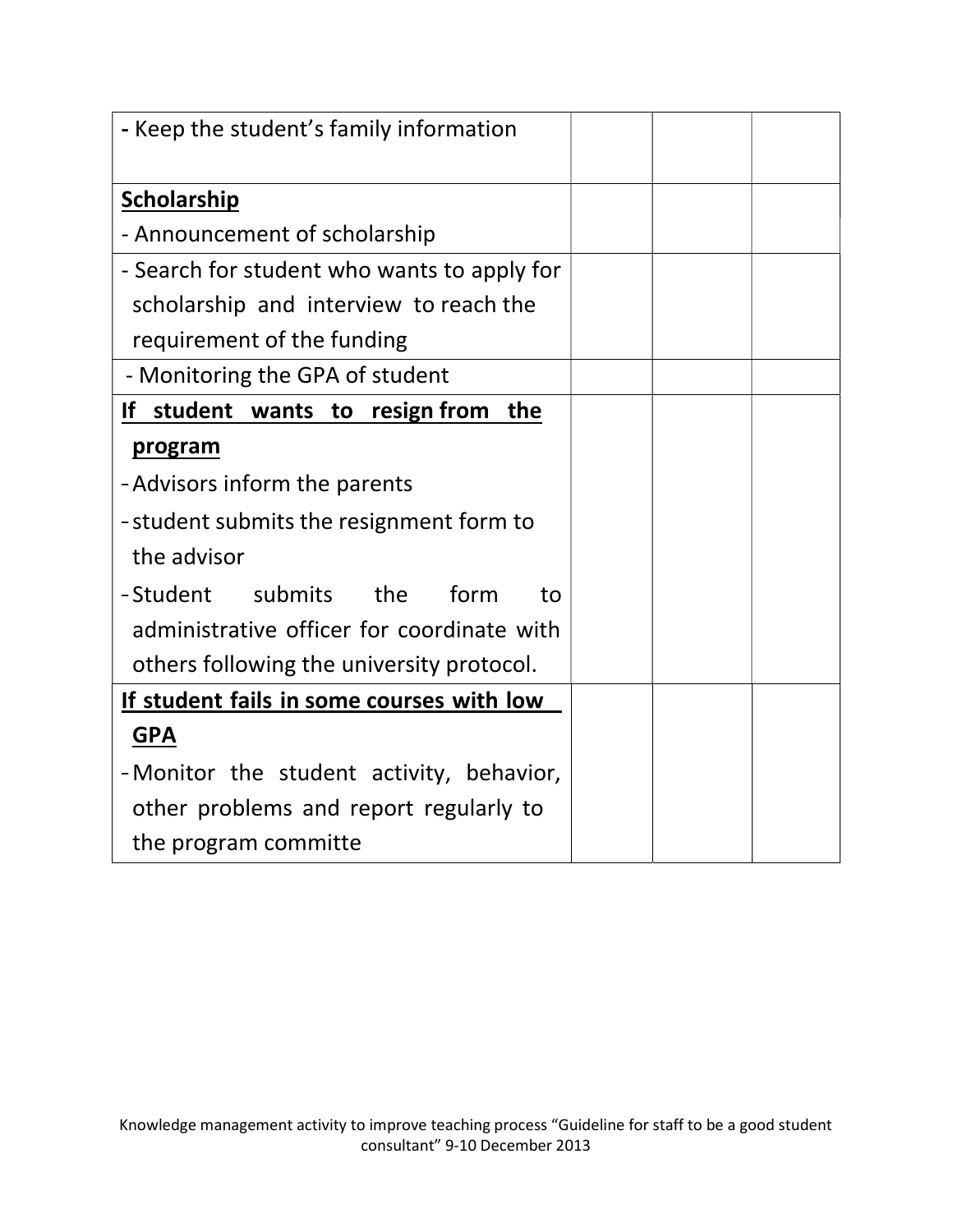| | | | |
|---|---|---|---|
| **-** Keep the student's family information | | | |
| **<u>Scholarship</u>**<br>- Announcement of scholarship | | | |
| - Search for student who wants to apply for scholarship and interview to reach the requirement of the funding | | | |
| - Monitoring the GPA of student | | | |
| **<u>If student wants to resign from the program</u>**<br>- Advisors inform the parents<br>- student submits the resignment form to the advisor<br>- Student submits the form to administrative officer for coordinate with others following the university protocol. | | | |
| **<u>If student fails in some courses with low GPA</u>**<br>- Monitor the student activity, behavior, other problems and report regularly to the program committe | | | |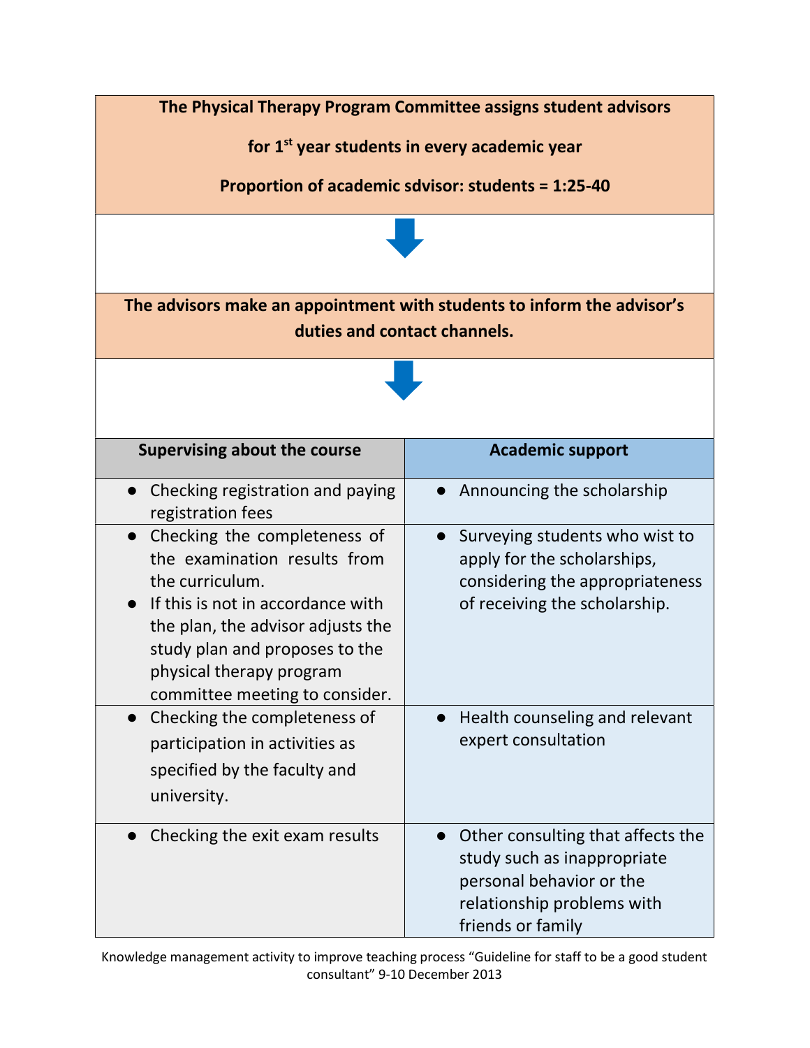**The Physical Therapy Program Committee assigns student advisors for 1st year students in every academic year**

**Proportion of academic sdvisor: students = 1:25-40**

↓

**The advisors make an appointment with students to inform the advisor's duties and contact channels.**

↓

| Supervising about the course | Academic support |
|---|---|
| • Checking registration and paying registration fees | • Announcing the scholarship |
| • Checking the completeness of the examination results from the curriculum.<br>• If this is not in accordance with the plan, the advisor adjusts the study plan and proposes to the physical therapy program committee meeting to consider. | • Surveying students who wist to apply for the scholarships, considering the appropriateness of receiving the scholarship. |
| • Checking the completeness of participation in activities as specified by the faculty and university. | • Health counseling and relevant expert consultation |
| • Checking the exit exam results | • Other consulting that affects the study such as inappropriate personal behavior or the relationship problems with friends or family |

Knowledge management activity to improve teaching process "Guideline for staff to be a good student consultant" 9-10 December 2013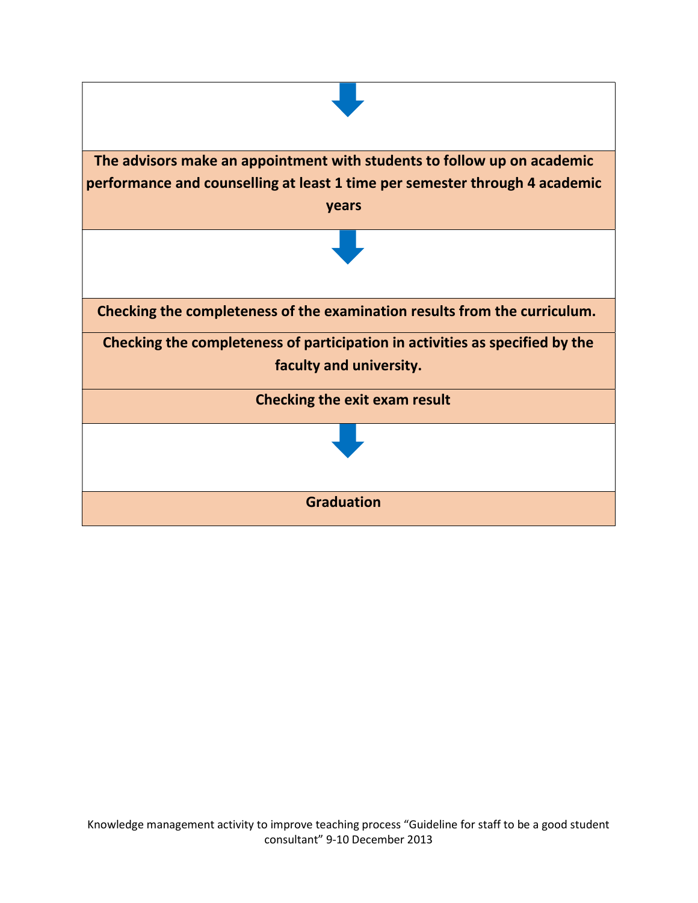**The advisors make an appointment with students to follow up on academic performance and counselling at least 1 time per semester through 4 academic years**

↓

**Checking the completeness of the examination results from the curriculum.**

**Checking the completeness of participation in activities as specified by the faculty and university.**

**Checking the exit exam result**

↓

**Graduation**